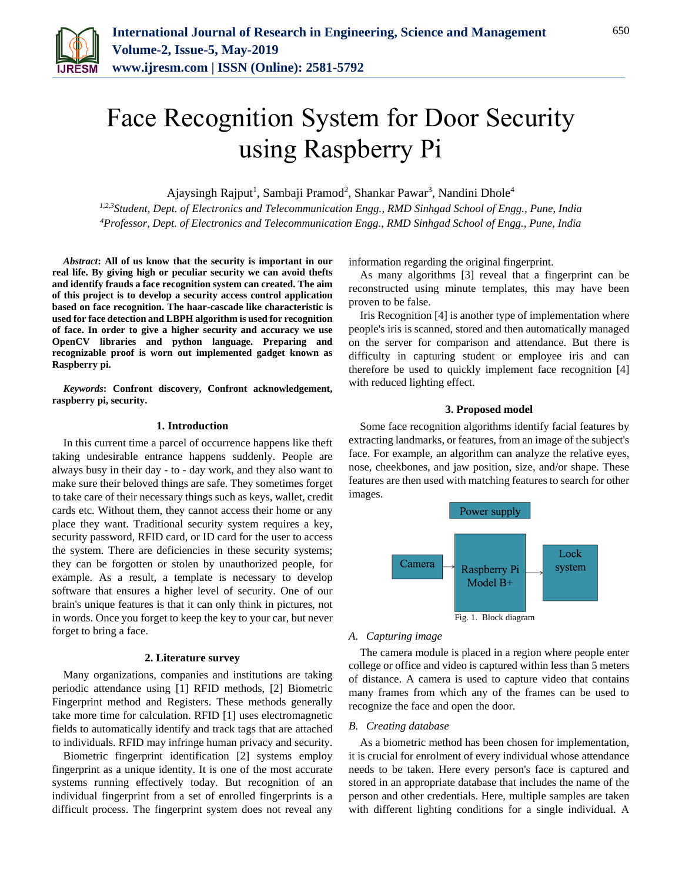# Face Recognition System for Door Security using Raspberry Pi

Ajaysingh Rajput[1], Sambaji Pramod[2], Shankar Pawar[3], Nandini Dhole[4]

[1,2,3]*Student, Dept. of Electronics and Telecommunication Engg., RMD Sinhgad School of Engg., Pune, India*
[4]*Professor, Dept. of Electronics and Telecommunication Engg., RMD Sinhgad School of Engg., Pune, India*

***Abstract*: All of us know that the security is important in our real life. By giving high or peculiar security we can avoid thefts and identify frauds a face recognition system can created. The aim of this project is to develop a security access control application based on face recognition. The haar-cascade like characteristic is used for face detection and LBPH algorithm is used for recognition of face. In order to give a higher security and accuracy we use OpenCV libraries and python language. Preparing and recognizable proof is worn out implemented gadget known as Raspberry pi.**

***Keywords*: Confront discovery, Confront acknowledgement, raspberry pi, security.**

## 1. Introduction

In this current time a parcel of occurrence happens like theft taking undesirable entrance happens suddenly. People are always busy in their day - to - day work, and they also want to make sure their beloved things are safe. They sometimes forget to take care of their necessary things such as keys, wallet, credit cards etc. Without them, they cannot access their home or any place they want. Traditional security system requires a key, security password, RFID card, or ID card for the user to access the system. There are deficiencies in these security systems; they can be forgotten or stolen by unauthorized people, for example. As a result, a template is necessary to develop software that ensures a higher level of security. One of our brain's unique features is that it can only think in pictures, not in words. Once you forget to keep the key to your car, but never forget to bring a face.

## 2. Literature survey

Many organizations, companies and institutions are taking periodic attendance using [1] RFID methods, [2] Biometric Fingerprint method and Registers. These methods generally take more time for calculation. RFID [1] uses electromagnetic fields to automatically identify and track tags that are attached to individuals. RFID may infringe human privacy and security.

Biometric fingerprint identification [2] systems employ fingerprint as a unique identity. It is one of the most accurate systems running effectively today. But recognition of an individual fingerprint from a set of enrolled fingerprints is a difficult process. The fingerprint system does not reveal any information regarding the original fingerprint.

As many algorithms [3] reveal that a fingerprint can be reconstructed using minute templates, this may have been proven to be false.

Iris Recognition [4] is another type of implementation where people's iris is scanned, stored and then automatically managed on the server for comparison and attendance. But there is difficulty in capturing student or employee iris and can therefore be used to quickly implement face recognition [4] with reduced lighting effect.

## 3. Proposed model

Some face recognition algorithms identify facial features by extracting landmarks, or features, from an image of the subject's face. For example, an algorithm can analyze the relative eyes, nose, cheekbones, and jaw position, size, and/or shape. These features are then used with matching features to search for other images.

Power supply

Camera → Raspberry Pi Model B+ → Lock system

Fig. 1. Block diagram

### A. Capturing image

The camera module is placed in a region where people enter college or office and video is captured within less than 5 meters of distance. A camera is used to capture video that contains many frames from which any of the frames can be used to recognize the face and open the door.

### B. Creating database

As a biometric method has been chosen for implementation, it is crucial for enrolment of every individual whose attendance needs to be taken. Here every person's face is captured and stored in an appropriate database that includes the name of the person and other credentials. Here, multiple samples are taken with different lighting conditions for a single individual. A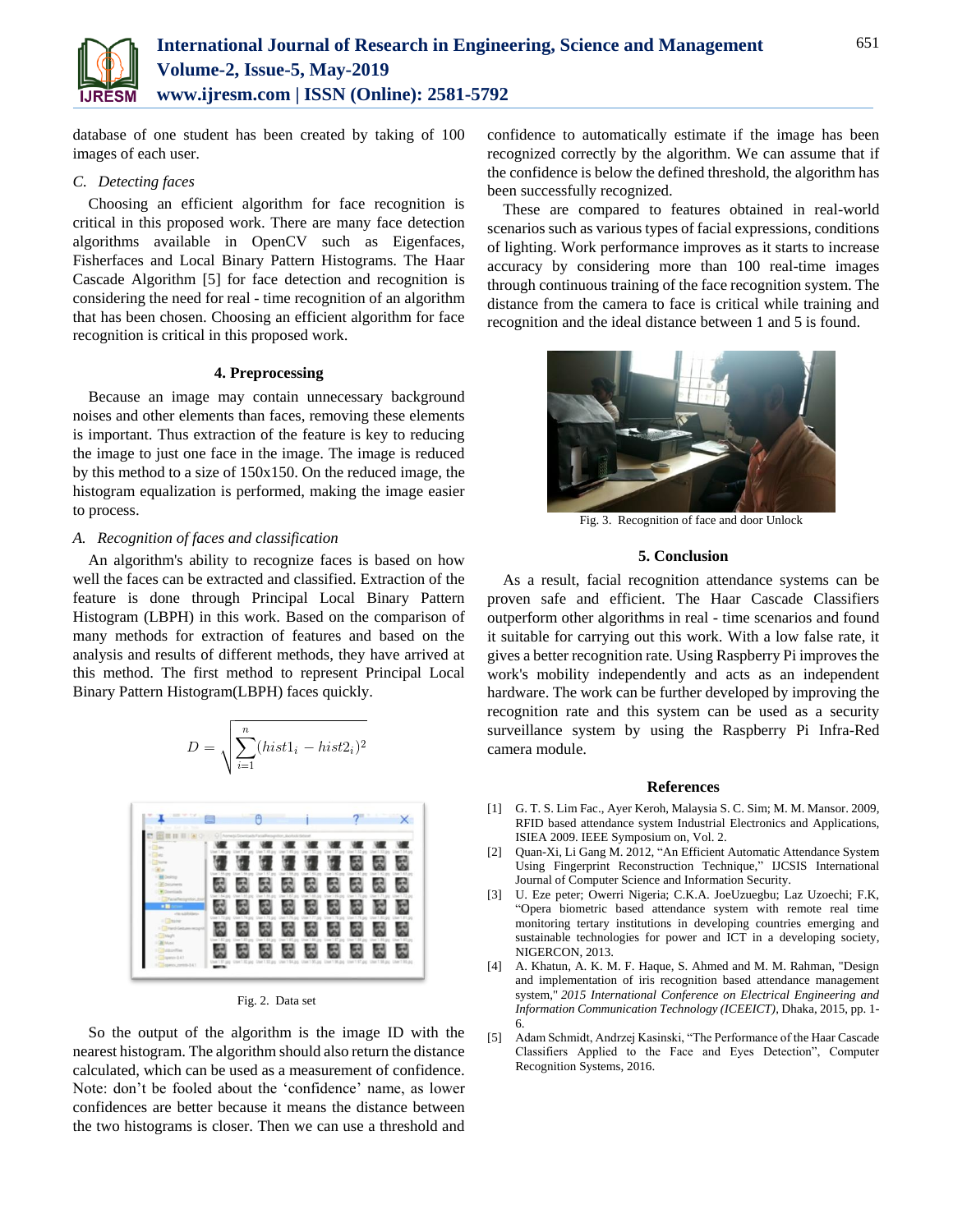database of one student has been created by taking of 100 images of each user.

### C. Detecting faces

Choosing an efficient algorithm for face recognition is critical in this proposed work. There are many face detection algorithms available in OpenCV such as Eigenfaces, Fisherfaces and Local Binary Pattern Histograms. The Haar Cascade Algorithm [5] for face detection and recognition is considering the need for real - time recognition of an algorithm that has been chosen. Choosing an efficient algorithm for face recognition is critical in this proposed work.

## 4. Preprocessing

Because an image may contain unnecessary background noises and other elements than faces, removing these elements is important. Thus extraction of the feature is key to reducing the image to just one face in the image. The image is reduced by this method to a size of 150x150. On the reduced image, the histogram equalization is performed, making the image easier to process.

### A. Recognition of faces and classification

An algorithm's ability to recognize faces is based on how well the faces can be extracted and classified. Extraction of the feature is done through Principal Local Binary Pattern Histogram (LBPH) in this work. Based on the comparison of many methods for extraction of features and based on the analysis and results of different methods, they have arrived at this method. The first method to represent Principal Local Binary Pattern Histogram(LBPH) faces quickly.

$$D = \sqrt{\sum_{i=1}^{n}(hist1_i - hist2_i)^2}$$

Fig. 2. Data set

So the output of the algorithm is the image ID with the nearest histogram. The algorithm should also return the distance calculated, which can be used as a measurement of confidence. Note: don't be fooled about the 'confidence' name, as lower confidences are better because it means the distance between the two histograms is closer. Then we can use a threshold and confidence to automatically estimate if the image has been recognized correctly by the algorithm. We can assume that if the confidence is below the defined threshold, the algorithm has been successfully recognized.

These are compared to features obtained in real-world scenarios such as various types of facial expressions, conditions of lighting. Work performance improves as it starts to increase accuracy by considering more than 100 real-time images through continuous training of the face recognition system. The distance from the camera to face is critical while training and recognition and the ideal distance between 1 and 5 is found.

Fig. 3. Recognition of face and door Unlock

## 5. Conclusion

As a result, facial recognition attendance systems can be proven safe and efficient. The Haar Cascade Classifiers outperform other algorithms in real - time scenarios and found it suitable for carrying out this work. With a low false rate, it gives a better recognition rate. Using Raspberry Pi improves the work's mobility independently and acts as an independent hardware. The work can be further developed by improving the recognition rate and this system can be used as a security surveillance system by using the Raspberry Pi Infra-Red camera module.

## References

[1] G. T. S. Lim Fac., Ayer Keroh, Malaysia S. C. Sim; M. M. Mansor. 2009, RFID based attendance system Industrial Electronics and Applications, ISIEA 2009. IEEE Symposium on, Vol. 2.

[2] Quan-Xi, Li Gang M. 2012, "An Efficient Automatic Attendance System Using Fingerprint Reconstruction Technique," IJCSIS International Journal of Computer Science and Information Security.

[3] U. Eze peter; Owerri Nigeria; C.K.A. JoeUzuegbu; Laz Uzoechi; F.K, "Opera biometric based attendance system with remote real time monitoring tertiary institutions in developing countries emerging and sustainable technologies for power and ICT in a developing society, NIGERCON, 2013.

[4] A. Khatun, A. K. M. F. Haque, S. Ahmed and M. M. Rahman, "Design and implementation of iris recognition based attendance management system," *2015 International Conference on Electrical Engineering and Information Communication Technology (ICEEICT)*, Dhaka, 2015, pp. 1-6.

[5] Adam Schmidt, Andrzej Kasinski, "The Performance of the Haar Cascade Classifiers Applied to the Face and Eyes Detection", Computer Recognition Systems, 2016.